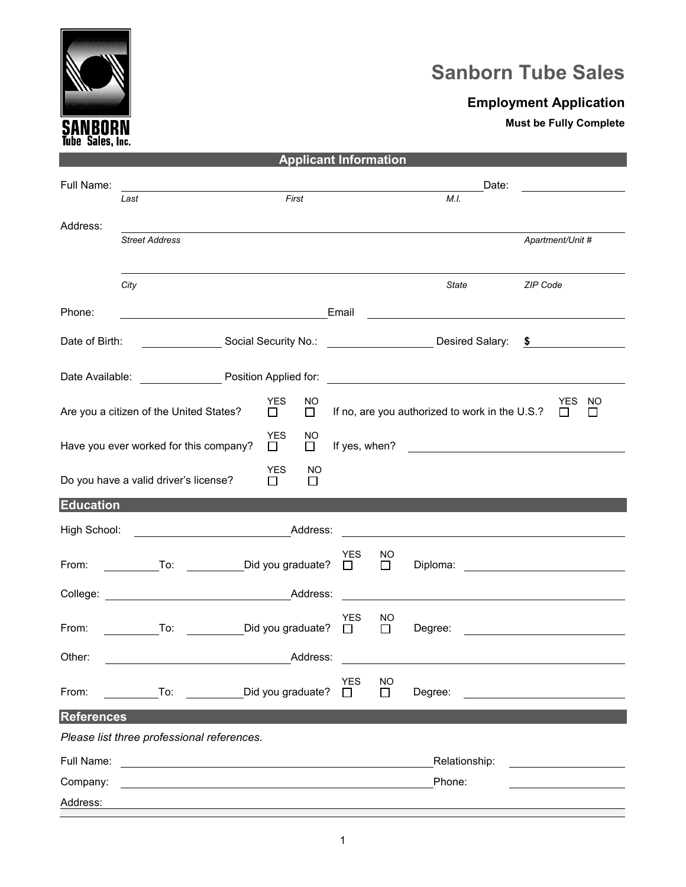SANBORN
Tube Sales, Inc.

# Sanborn Tube Sales

## Employment Application

**Must be Fully Complete**

### Applicant Information

Full Name: ______________________________ Date: ____________
*Last* *First* *M.I.*

Address: ______________________________
*Street Address* *Apartment/Unit #*

______________________________
*City* *State* *ZIP Code*

Phone: ______________ Email ______________

Date of Birth: __________ Social Security No.: __________ Desired Salary: **$** __________

Date Available: __________ Position Applied for: ______________________________

Are you a citizen of the United States? YES ☐ NO ☐ If no, are you authorized to work in the U.S.? YES ☐ NO ☐

Have you ever worked for this company? YES ☐ NO ☐ If yes, when? ______________

Do you have a valid driver's license? YES ☐ NO ☐

### Education

High School: ______________ Address: ______________

From: ________ To: ________ Did you graduate? YES ☐ NO ☐ Diploma: ______________

College: ______________ Address: ______________

From: ________ To: ________ Did you graduate? YES ☐ NO ☐ Degree: ______________

Other: ______________ Address: ______________

From: ________ To: ________ Did you graduate? YES ☐ NO ☐ Degree: ______________

### References

*Please list three professional references.*

Full Name: ______________________________ Relationship: ______________

Company: ______________________________ Phone: ______________

Address: ______________________________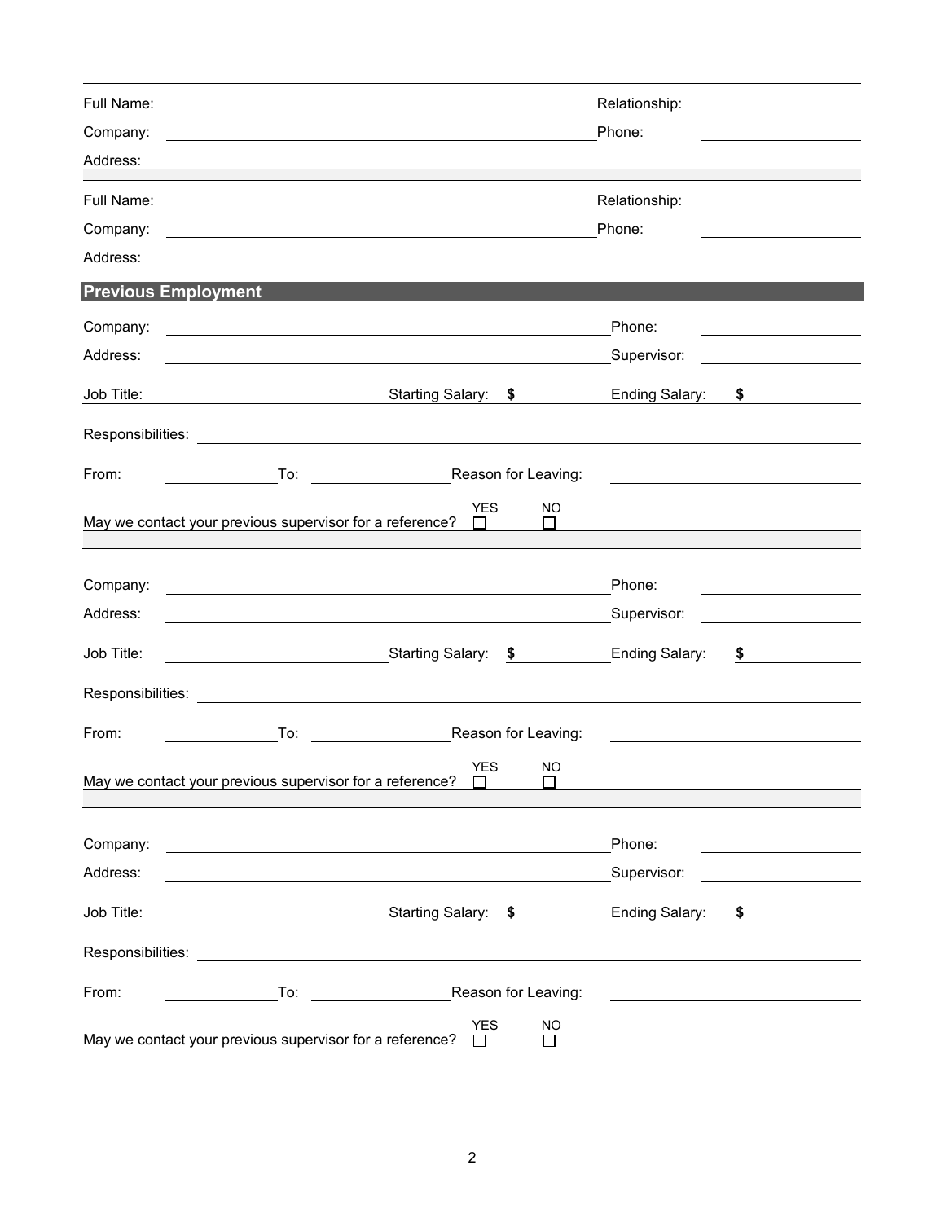Full Name: ______________________________ Relationship: ______________

Company: ______________________________ Phone: ______________

Address: ______________________________________________________________

Full Name: ______________________________ Relationship: ______________

Company: ______________________________ Phone: ______________

Address: ______________________________________________________________

## Previous Employment

Company: ______________________________ Phone: ______________

Address: ______________________________ Supervisor: ______________

Job Title: ______________ Starting Salary: $ ______________ Ending Salary: $ ______________

Responsibilities: ______________________________________________________

From: ______________ To: ______________ Reason for Leaving: ______________

May we contact your previous supervisor for a reference? YES ☐ NO ☐

Company: ______________________________ Phone: ______________

Address: ______________________________ Supervisor: ______________

Job Title: ______________ Starting Salary: $ ______________ Ending Salary: $ ______________

Responsibilities: ______________________________________________________

From: ______________ To: ______________ Reason for Leaving: ______________

May we contact your previous supervisor for a reference? YES ☐ NO ☐

Company: ______________________________ Phone: ______________

Address: ______________________________ Supervisor: ______________

Job Title: ______________ Starting Salary: $ ______________ Ending Salary: $ ______________

Responsibilities: ______________________________________________________

From: ______________ To: ______________ Reason for Leaving: ______________

May we contact your previous supervisor for a reference? YES ☐ NO ☐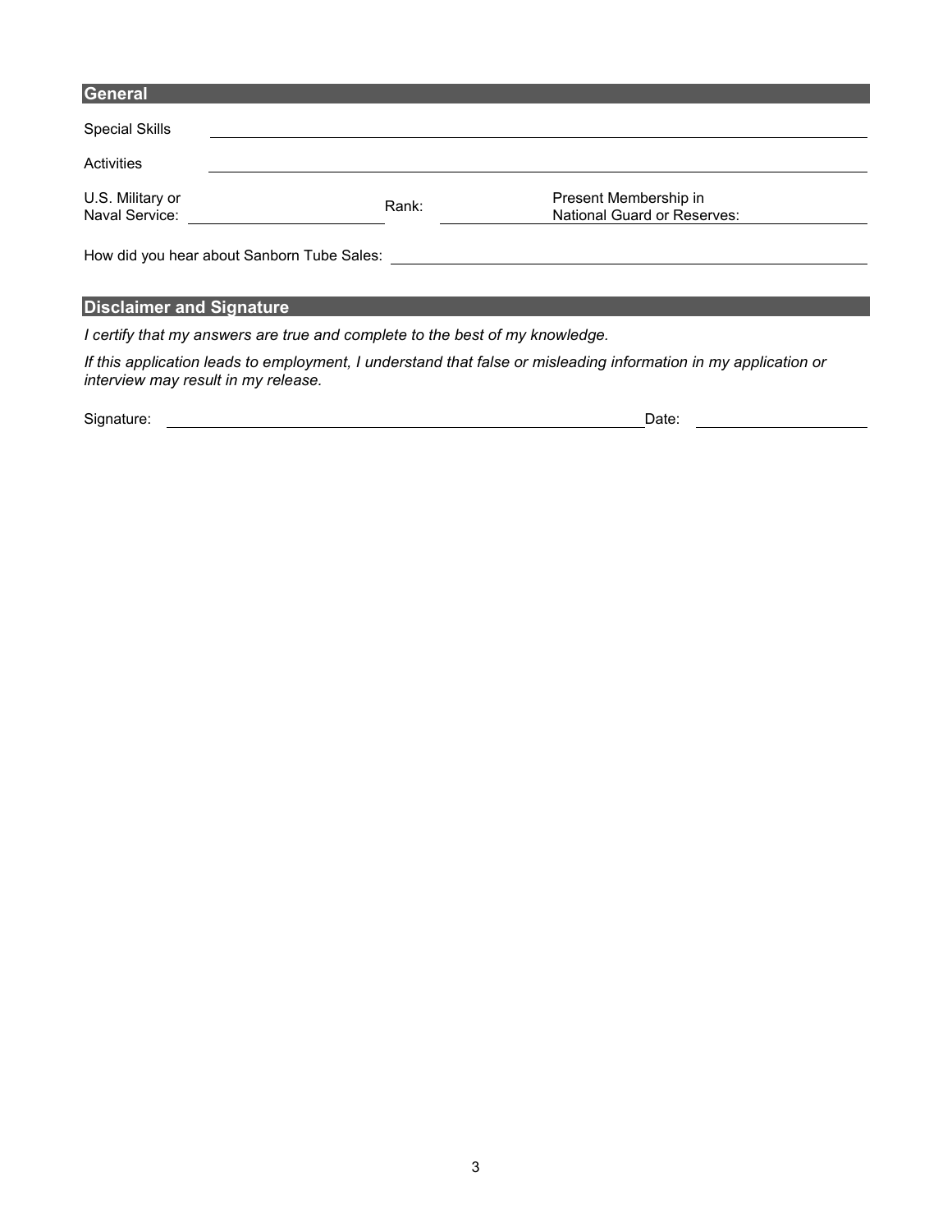## General

Special Skills \_\_\_\_\_\_\_\_\_\_\_\_\_\_\_\_\_\_\_\_\_\_\_\_\_\_\_\_\_\_\_\_\_\_\_\_\_\_\_\_

Activities \_\_\_\_\_\_\_\_\_\_\_\_\_\_\_\_\_\_\_\_\_\_\_\_\_\_\_\_\_\_\_\_\_\_\_\_\_\_\_\_

U.S. Military or Naval Service: \_\_\_\_\_\_\_\_\_\_\_\_\_\_\_\_ Rank: \_\_\_\_\_\_\_\_\_\_\_\_\_\_\_\_ Present Membership in National Guard or Reserves: \_\_\_\_\_\_\_\_\_\_\_\_\_\_\_\_

How did you hear about Sanborn Tube Sales: \_\_\_\_\_\_\_\_\_\_\_\_\_\_\_\_\_\_\_\_\_\_\_\_\_\_\_\_\_\_\_\_

## Disclaimer and Signature

*I certify that my answers are true and complete to the best of my knowledge.*

*If this application leads to employment, I understand that false or misleading information in my application or interview may result in my release.*

Signature: \_\_\_\_\_\_\_\_\_\_\_\_\_\_\_\_\_\_\_\_\_\_\_\_\_\_\_\_\_\_\_\_ Date: \_\_\_\_\_\_\_\_\_\_\_\_\_\_\_\_